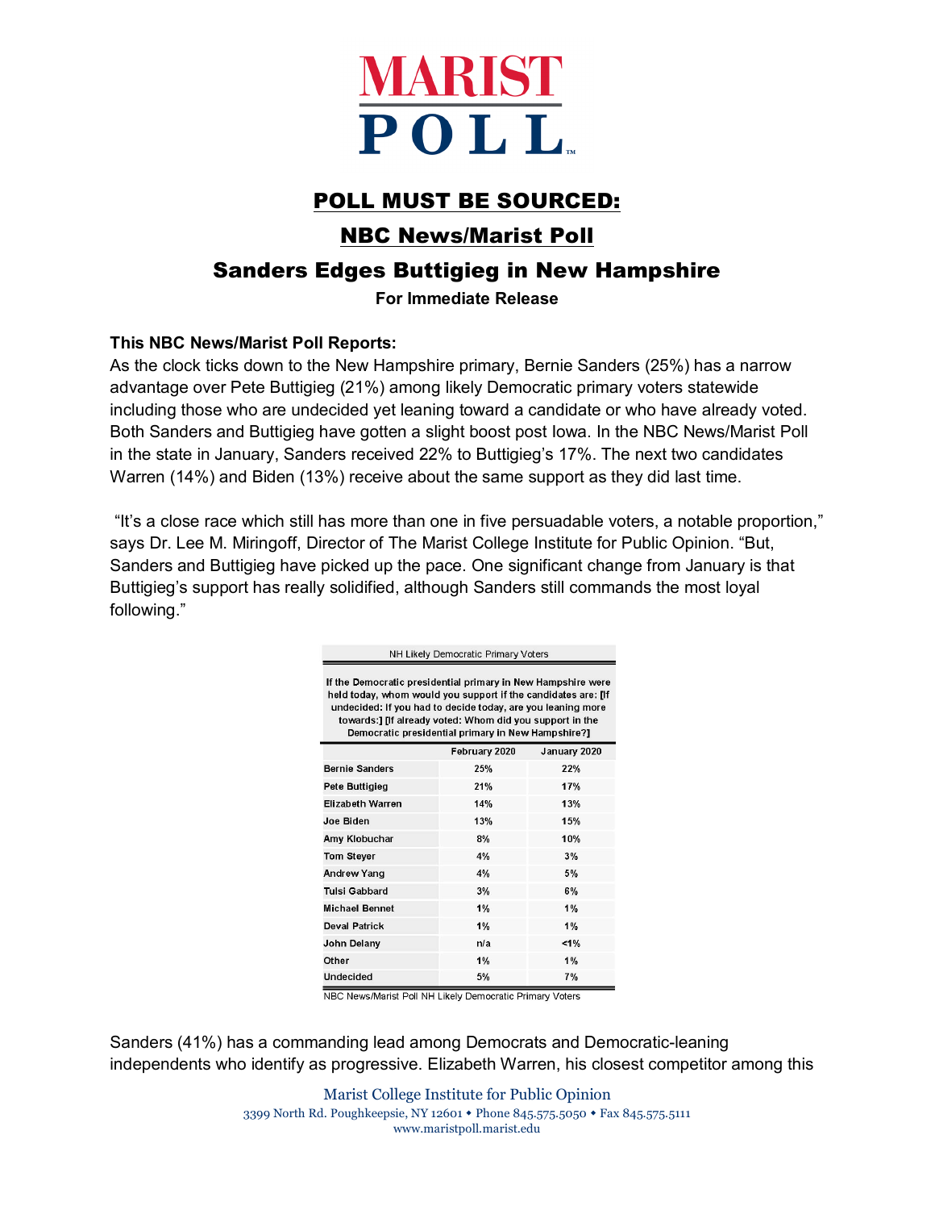# MARIST POLL

## POLL MUST BE SOURCED:

## NBC News/Marist Poll

## Sanders Edges Buttigieg in New Hampshire

**For Immediate Release**

**This NBC News/Marist Poll Reports:**

As the clock ticks down to the New Hampshire primary, Bernie Sanders (25%) has a narrow advantage over Pete Buttigieg (21%) among likely Democratic primary voters statewide including those who are undecided yet leaning toward a candidate or who have already voted. Both Sanders and Buttigieg have gotten a slight boost post Iowa. In the NBC News/Marist Poll in the state in January, Sanders received 22% to Buttigieg's 17%. The next two candidates Warren (14%) and Biden (13%) receive about the same support as they did last time.

"It's a close race which still has more than one in five persuadable voters, a notable proportion," says Dr. Lee M. Miringoff, Director of The Marist College Institute for Public Opinion. "But, Sanders and Buttigieg have picked up the pace. One significant change from January is that Buttigieg's support has really solidified, although Sanders still commands the most loyal following."

NH Likely Democratic Primary Voters

If the Democratic presidential primary in New Hampshire were held today, whom would you support if the candidates are: [If undecided: If you had to decide today, are you leaning more towards:] [If already voted: Whom did you support in the Democratic presidential primary in New Hampshire?]

| | February 2020 | January 2020 |
|---|---|---|
| Bernie Sanders | 25% | 22% |
| Pete Buttigieg | 21% | 17% |
| Elizabeth Warren | 14% | 13% |
| Joe Biden | 13% | 15% |
| Amy Klobuchar | 8% | 10% |
| Tom Steyer | 4% | 3% |
| Andrew Yang | 4% | 5% |
| Tulsi Gabbard | 3% | 6% |
| Michael Bennet | 1% | 1% |
| Deval Patrick | 1% | 1% |
| John Delany | n/a | <1% |
| Other | 1% | 1% |
| Undecided | 5% | 7% |

NBC News/Marist Poll NH Likely Democratic Primary Voters

Sanders (41%) has a commanding lead among Democrats and Democratic-leaning independents who identify as progressive. Elizabeth Warren, his closest competitor among this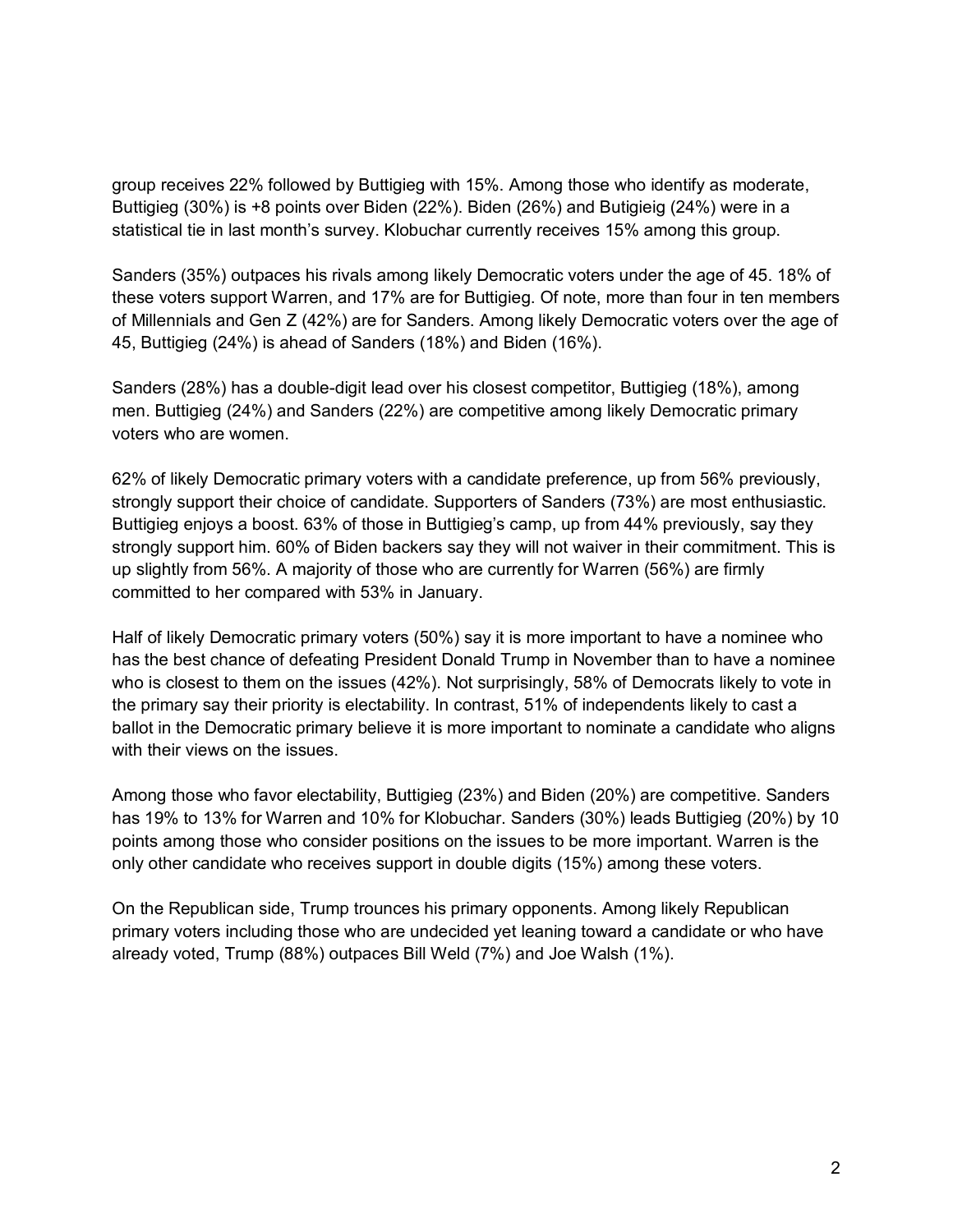group receives 22% followed by Buttigieg with 15%. Among those who identify as moderate, Buttigieg (30%) is +8 points over Biden (22%). Biden (26%) and Butigieig (24%) were in a statistical tie in last month's survey. Klobuchar currently receives 15% among this group.

Sanders (35%) outpaces his rivals among likely Democratic voters under the age of 45. 18% of these voters support Warren, and 17% are for Buttigieg. Of note, more than four in ten members of Millennials and Gen Z (42%) are for Sanders. Among likely Democratic voters over the age of 45, Buttigieg (24%) is ahead of Sanders (18%) and Biden (16%).

Sanders (28%) has a double-digit lead over his closest competitor, Buttigieg (18%), among men. Buttigieg (24%) and Sanders (22%) are competitive among likely Democratic primary voters who are women.

62% of likely Democratic primary voters with a candidate preference, up from 56% previously, strongly support their choice of candidate. Supporters of Sanders (73%) are most enthusiastic. Buttigieg enjoys a boost. 63% of those in Buttigieg's camp, up from 44% previously, say they strongly support him. 60% of Biden backers say they will not waiver in their commitment. This is up slightly from 56%. A majority of those who are currently for Warren (56%) are firmly committed to her compared with 53% in January.

Half of likely Democratic primary voters (50%) say it is more important to have a nominee who has the best chance of defeating President Donald Trump in November than to have a nominee who is closest to them on the issues (42%). Not surprisingly, 58% of Democrats likely to vote in the primary say their priority is electability. In contrast, 51% of independents likely to cast a ballot in the Democratic primary believe it is more important to nominate a candidate who aligns with their views on the issues.

Among those who favor electability, Buttigieg (23%) and Biden (20%) are competitive. Sanders has 19% to 13% for Warren and 10% for Klobuchar. Sanders (30%) leads Buttigieg (20%) by 10 points among those who consider positions on the issues to be more important. Warren is the only other candidate who receives support in double digits (15%) among these voters.

On the Republican side, Trump trounces his primary opponents. Among likely Republican primary voters including those who are undecided yet leaning toward a candidate or who have already voted, Trump (88%) outpaces Bill Weld (7%) and Joe Walsh (1%).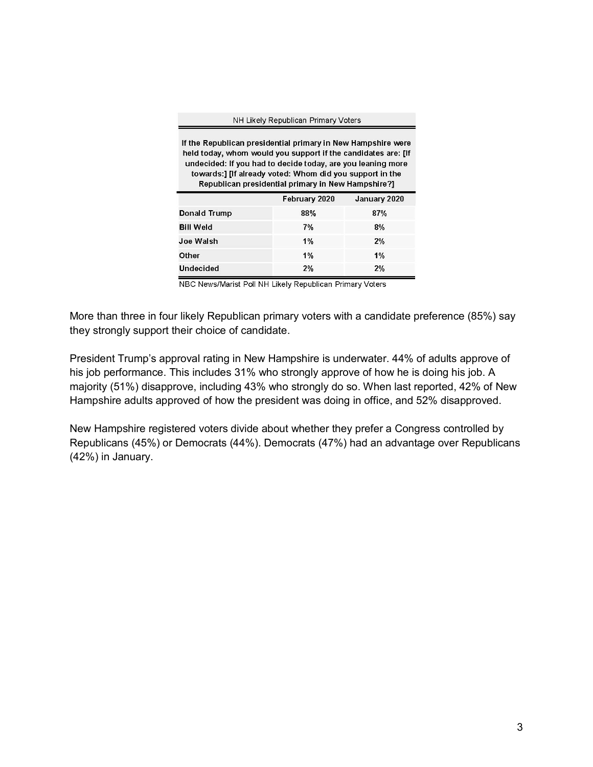NH Likely Republican Primary Voters

**If the Republican presidential primary in New Hampshire were held today, whom would you support if the candidates are: [If undecided: If you had to decide today, are you leaning more towards:] [If already voted: Whom did you support in the Republican presidential primary in New Hampshire?]**

| | February 2020 | January 2020 |
|---|---|---|
| Donald Trump | 88% | 87% |
| Bill Weld | 7% | 8% |
| Joe Walsh | 1% | 2% |
| Other | 1% | 1% |
| Undecided | 2% | 2% |

NBC News/Marist Poll NH Likely Republican Primary Voters

More than three in four likely Republican primary voters with a candidate preference (85%) say they strongly support their choice of candidate.

President Trump's approval rating in New Hampshire is underwater. 44% of adults approve of his job performance. This includes 31% who strongly approve of how he is doing his job. A majority (51%) disapprove, including 43% who strongly do so. When last reported, 42% of New Hampshire adults approved of how the president was doing in office, and 52% disapproved.

New Hampshire registered voters divide about whether they prefer a Congress controlled by Republicans (45%) or Democrats (44%). Democrats (47%) had an advantage over Republicans (42%) in January.